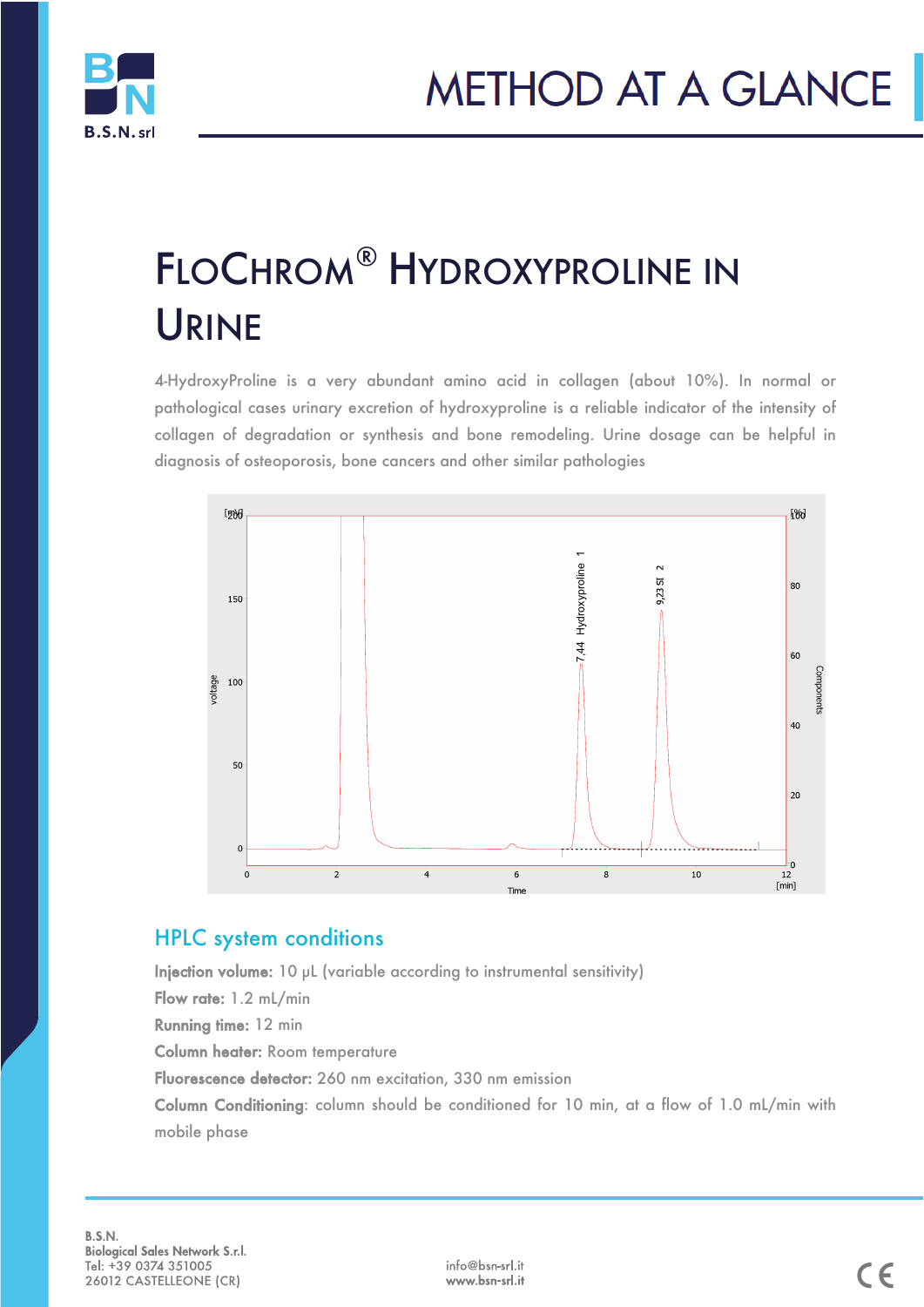# METHOD AT A GLANCE

# FloChrom® Hydroxyproline in Urine

4-HydroxyProline is a very abundant amino acid in collagen (about 10%). In normal or pathological cases urinary excretion of hydroxyproline is a reliable indicator of the intensity of collagen of degradation or synthesis and bone remodeling. Urine dosage can be helpful in diagnosis of osteoporosis, bone cancers and other similar pathologies

## HPLC system conditions

**Injection volume:** 10 µL (variable according to instrumental sensitivity)

**Flow rate:** 1.2 mL/min

**Running time:** 12 min

**Column heater:** Room temperature

**Fluorescence detector:** 260 nm excitation, 330 nm emission

**Column Conditioning**: column should be conditioned for 10 min, at a flow of 1.0 mL/min with mobile phase

B.S.N.
Biological Sales Network S.r.l.
Tel: +39 0374 351005
26012 CASTELLEONE (CR)

info@bsn-srl.it
www.bsn-srl.it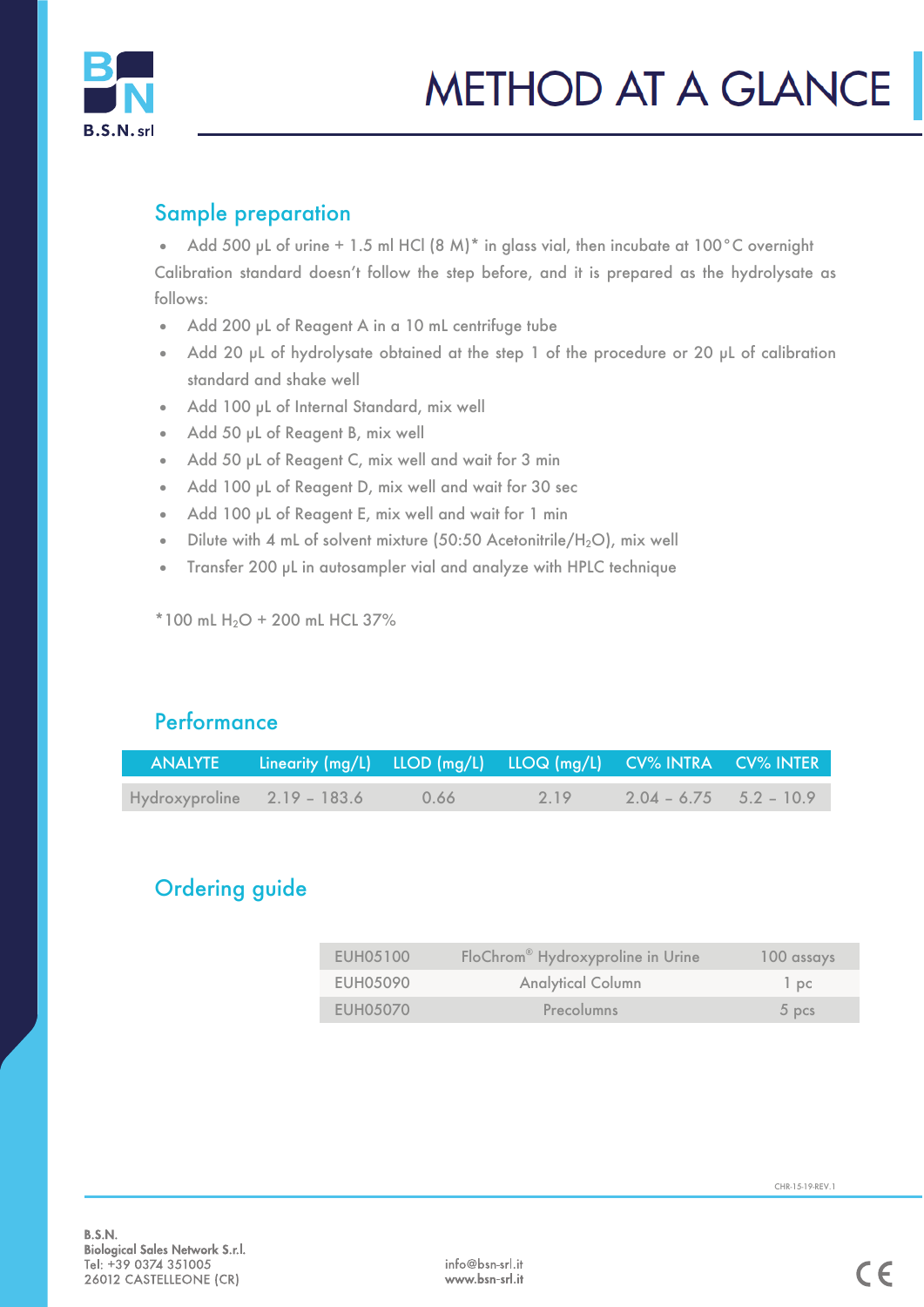# METHOD AT A GLANCE

## Sample preparation

- Add 500 µL of urine + 1.5 ml HCl (8 M)* in glass vial, then incubate at 100°C overnight

Calibration standard doesn't follow the step before, and it is prepared as the hydrolysate as follows:

- Add 200 µL of Reagent A in a 10 mL centrifuge tube
- Add 20 µL of hydrolysate obtained at the step 1 of the procedure or 20 µL of calibration standard and shake well
- Add 100 µL of Internal Standard, mix well
- Add 50 µL of Reagent B, mix well
- Add 50 µL of Reagent C, mix well and wait for 3 min
- Add 100 µL of Reagent D, mix well and wait for 30 sec
- Add 100 µL of Reagent E, mix well and wait for 1 min
- Dilute with 4 mL of solvent mixture (50:50 Acetonitrile/$H_2O$), mix well
- Transfer 200 µL in autosampler vial and analyze with HPLC technique

*100 mL $H_2O$ + 200 mL HCL 37%

## Performance

| ANALYTE | Linearity (mg/L) | LLOD (mg/L) | LLOQ (mg/L) | CV% INTRA | CV% INTER |
|---|---|---|---|---|---|
| Hydroxyproline | 2.19 – 183.6 | 0.66 | 2.19 | 2.04 – 6.75 | 5.2 – 10.9 |

## Ordering guide

| | | |
|---|---|---|
| EUH05100 | FloChrom® Hydroxyproline in Urine | 100 assays |
| EUH05090 | Analytical Column | 1 pc |
| EUH05070 | Precolumns | 5 pcs |

CHR-15-19-REV.1

**B.S.N.**
**Biological Sales Network S.r.l.**
Tel: +39 0374 351005
26012 CASTELLEONE (CR)

info@bsn-srl.it
www.bsn-srl.it